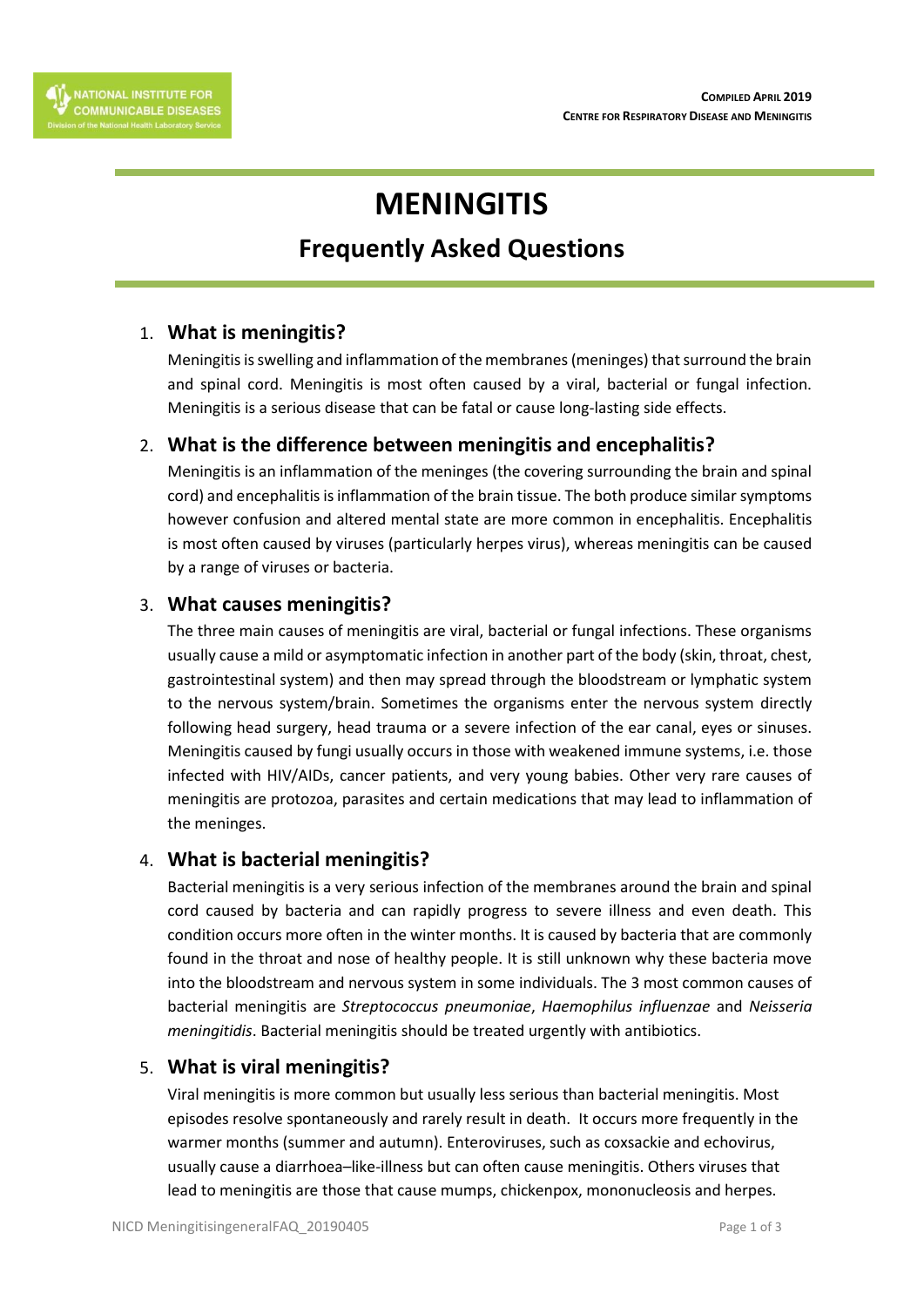# MENINGITIS

## Frequently Asked Questions

1. **What is meningitis?**

   Meningitis is swelling and inflammation of the membranes (meninges) that surround the brain and spinal cord. Meningitis is most often caused by a viral, bacterial or fungal infection. Meningitis is a serious disease that can be fatal or cause long-lasting side effects.

2. **What is the difference between meningitis and encephalitis?**

   Meningitis is an inflammation of the meninges (the covering surrounding the brain and spinal cord) and encephalitis is inflammation of the brain tissue. The both produce similar symptoms however confusion and altered mental state are more common in encephalitis. Encephalitis is most often caused by viruses (particularly herpes virus), whereas meningitis can be caused by a range of viruses or bacteria.

3. **What causes meningitis?**

   The three main causes of meningitis are viral, bacterial or fungal infections. These organisms usually cause a mild or asymptomatic infection in another part of the body (skin, throat, chest, gastrointestinal system) and then may spread through the bloodstream or lymphatic system to the nervous system/brain. Sometimes the organisms enter the nervous system directly following head surgery, head trauma or a severe infection of the ear canal, eyes or sinuses. Meningitis caused by fungi usually occurs in those with weakened immune systems, i.e. those infected with HIV/AIDs, cancer patients, and very young babies. Other very rare causes of meningitis are protozoa, parasites and certain medications that may lead to inflammation of the meninges.

4. **What is bacterial meningitis?**

   Bacterial meningitis is a very serious infection of the membranes around the brain and spinal cord caused by bacteria and can rapidly progress to severe illness and even death. This condition occurs more often in the winter months. It is caused by bacteria that are commonly found in the throat and nose of healthy people. It is still unknown why these bacteria move into the bloodstream and nervous system in some individuals. The 3 most common causes of bacterial meningitis are *Streptococcus pneumoniae*, *Haemophilus influenzae* and *Neisseria meningitidis*. Bacterial meningitis should be treated urgently with antibiotics.

5. **What is viral meningitis?**

   Viral meningitis is more common but usually less serious than bacterial meningitis. Most episodes resolve spontaneously and rarely result in death. It occurs more frequently in the warmer months (summer and autumn). Enteroviruses, such as coxsackie and echovirus, usually cause a diarrhoea–like-illness but can often cause meningitis. Others viruses that lead to meningitis are those that cause mumps, chickenpox, mononucleosis and herpes.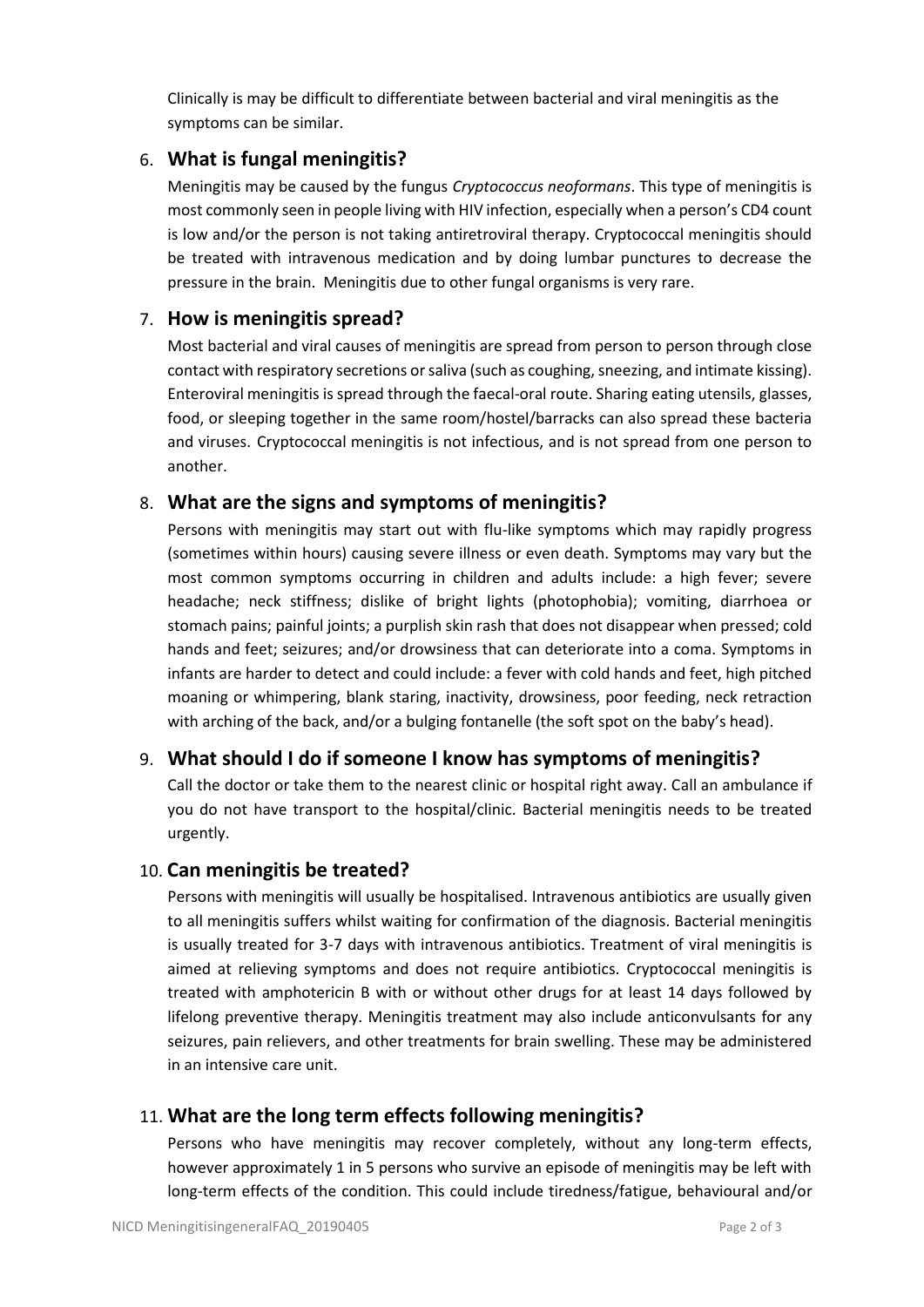Clinically is may be difficult to differentiate between bacterial and viral meningitis as the symptoms can be similar.

## 6. What is fungal meningitis?

Meningitis may be caused by the fungus *Cryptococcus neoformans*. This type of meningitis is most commonly seen in people living with HIV infection, especially when a person's CD4 count is low and/or the person is not taking antiretroviral therapy. Cryptococcal meningitis should be treated with intravenous medication and by doing lumbar punctures to decrease the pressure in the brain. Meningitis due to other fungal organisms is very rare.

## 7. How is meningitis spread?

Most bacterial and viral causes of meningitis are spread from person to person through close contact with respiratory secretions or saliva (such as coughing, sneezing, and intimate kissing). Enteroviral meningitis is spread through the faecal-oral route. Sharing eating utensils, glasses, food, or sleeping together in the same room/hostel/barracks can also spread these bacteria and viruses. Cryptococcal meningitis is not infectious, and is not spread from one person to another.

## 8. What are the signs and symptoms of meningitis?

Persons with meningitis may start out with flu-like symptoms which may rapidly progress (sometimes within hours) causing severe illness or even death. Symptoms may vary but the most common symptoms occurring in children and adults include: a high fever; severe headache; neck stiffness; dislike of bright lights (photophobia); vomiting, diarrhoea or stomach pains; painful joints; a purplish skin rash that does not disappear when pressed; cold hands and feet; seizures; and/or drowsiness that can deteriorate into a coma. Symptoms in infants are harder to detect and could include: a fever with cold hands and feet, high pitched moaning or whimpering, blank staring, inactivity, drowsiness, poor feeding, neck retraction with arching of the back, and/or a bulging fontanelle (the soft spot on the baby's head).

## 9. What should I do if someone I know has symptoms of meningitis?

Call the doctor or take them to the nearest clinic or hospital right away. Call an ambulance if you do not have transport to the hospital/clinic. Bacterial meningitis needs to be treated urgently.

## 10. Can meningitis be treated?

Persons with meningitis will usually be hospitalised. Intravenous antibiotics are usually given to all meningitis suffers whilst waiting for confirmation of the diagnosis. Bacterial meningitis is usually treated for 3-7 days with intravenous antibiotics. Treatment of viral meningitis is aimed at relieving symptoms and does not require antibiotics. Cryptococcal meningitis is treated with amphotericin B with or without other drugs for at least 14 days followed by lifelong preventive therapy. Meningitis treatment may also include anticonvulsants for any seizures, pain relievers, and other treatments for brain swelling. These may be administered in an intensive care unit.

## 11. What are the long term effects following meningitis?

Persons who have meningitis may recover completely, without any long-term effects, however approximately 1 in 5 persons who survive an episode of meningitis may be left with long-term effects of the condition. This could include tiredness/fatigue, behavioural and/or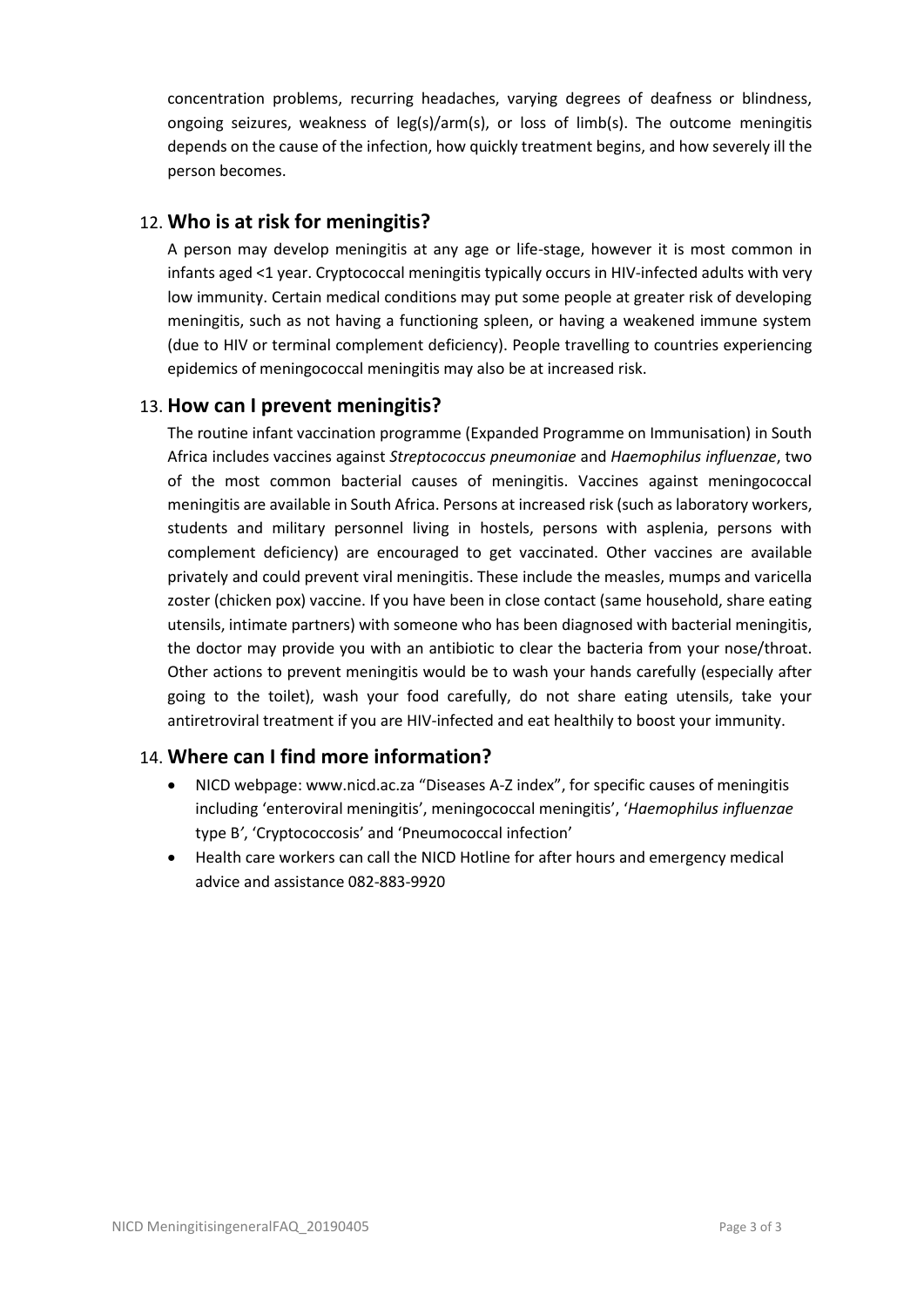concentration problems, recurring headaches, varying degrees of deafness or blindness, ongoing seizures, weakness of leg(s)/arm(s), or loss of limb(s). The outcome meningitis depends on the cause of the infection, how quickly treatment begins, and how severely ill the person becomes.

## 12. Who is at risk for meningitis?

A person may develop meningitis at any age or life-stage, however it is most common in infants aged <1 year. Cryptococcal meningitis typically occurs in HIV-infected adults with very low immunity. Certain medical conditions may put some people at greater risk of developing meningitis, such as not having a functioning spleen, or having a weakened immune system (due to HIV or terminal complement deficiency). People travelling to countries experiencing epidemics of meningococcal meningitis may also be at increased risk.

## 13. How can I prevent meningitis?

The routine infant vaccination programme (Expanded Programme on Immunisation) in South Africa includes vaccines against *Streptococcus pneumoniae* and *Haemophilus influenzae*, two of the most common bacterial causes of meningitis. Vaccines against meningococcal meningitis are available in South Africa. Persons at increased risk (such as laboratory workers, students and military personnel living in hostels, persons with asplenia, persons with complement deficiency) are encouraged to get vaccinated. Other vaccines are available privately and could prevent viral meningitis. These include the measles, mumps and varicella zoster (chicken pox) vaccine. If you have been in close contact (same household, share eating utensils, intimate partners) with someone who has been diagnosed with bacterial meningitis, the doctor may provide you with an antibiotic to clear the bacteria from your nose/throat. Other actions to prevent meningitis would be to wash your hands carefully (especially after going to the toilet), wash your food carefully, do not share eating utensils, take your antiretroviral treatment if you are HIV-infected and eat healthily to boost your immunity.

## 14. Where can I find more information?

- NICD webpage: www.nicd.ac.za "Diseases A-Z index", for specific causes of meningitis including 'enteroviral meningitis', meningococcal meningitis', '*Haemophilus influenzae* type B', 'Cryptococcosis' and 'Pneumococcal infection'
- Health care workers can call the NICD Hotline for after hours and emergency medical advice and assistance 082-883-9920